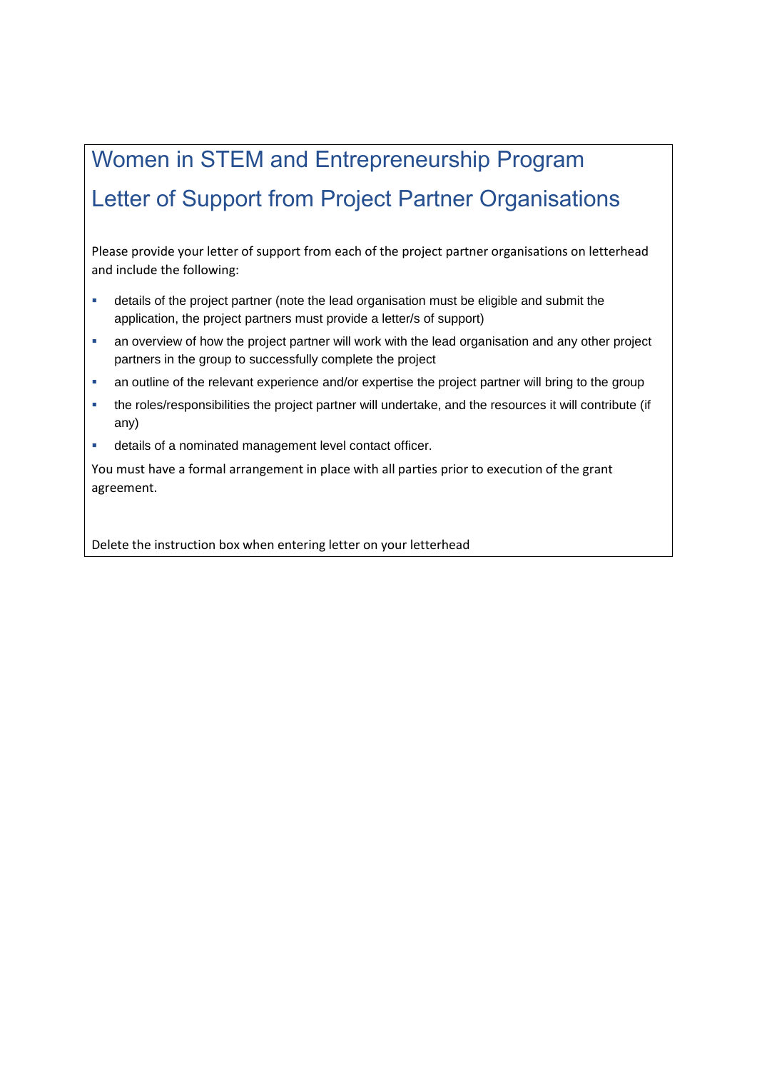# Women in STEM and Entrepreneurship Program

## Letter of Support from Project Partner Organisations

Please provide your letter of support from each of the project partner organisations on letterhead and include the following:

- details of the project partner (note the lead organisation must be eligible and submit the application, the project partners must provide a letter/s of support)
- an overview of how the project partner will work with the lead organisation and any other project partners in the group to successfully complete the project
- an outline of the relevant experience and/or expertise the project partner will bring to the group
- the roles/responsibilities the project partner will undertake, and the resources it will contribute (if any)
- details of a nominated management level contact officer.

You must have a formal arrangement in place with all parties prior to execution of the grant agreement.

Delete the instruction box when entering letter on your letterhead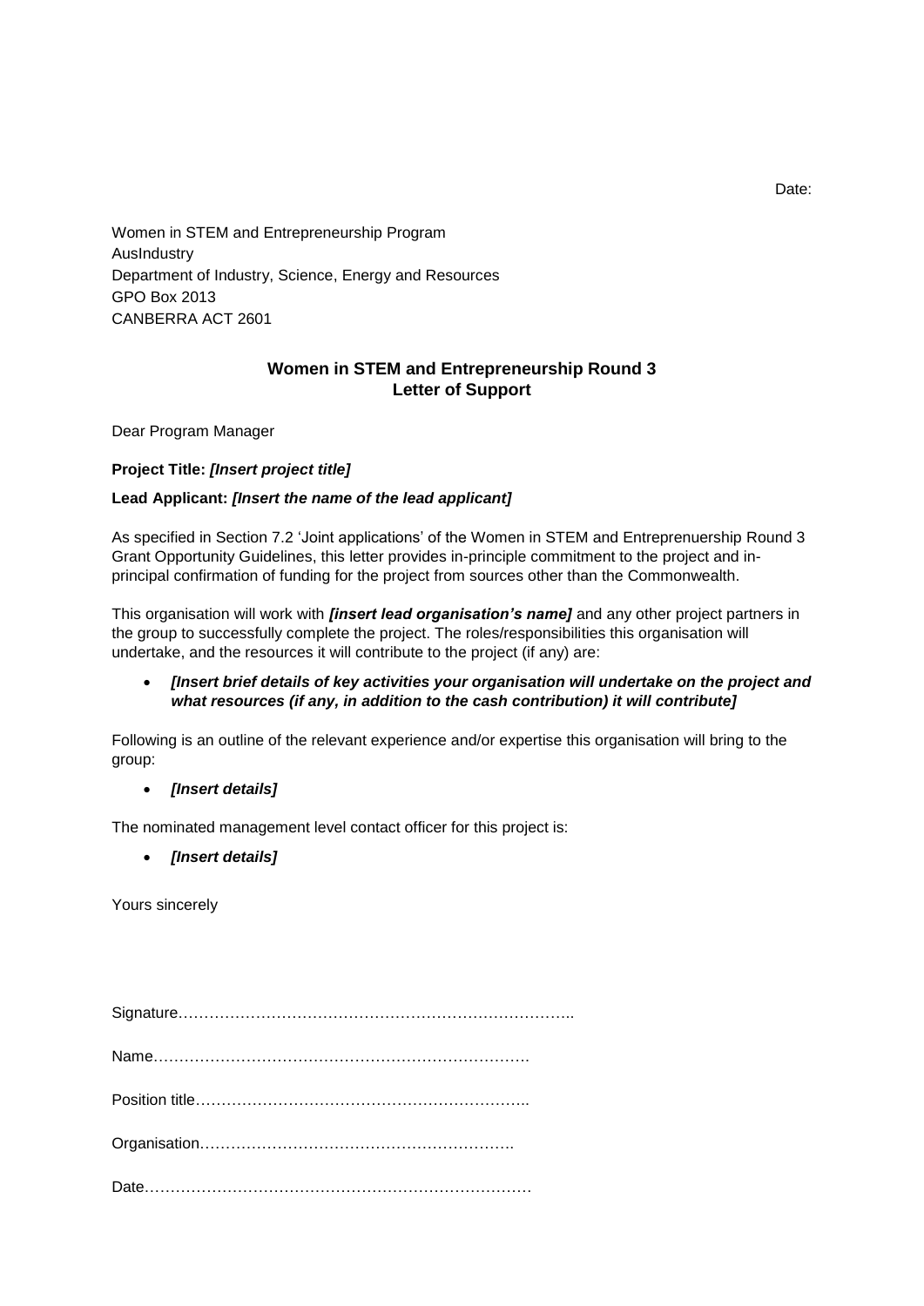Date:

Women in STEM and Entrepreneurship Program
AusIndustry
Department of Industry, Science, Energy and Resources
GPO Box 2013
CANBERRA ACT 2601

**Women in STEM and Entrepreneurship Round 3**
**Letter of Support**

Dear Program Manager

**Project Title:** ***[Insert project title]***

**Lead Applicant:** ***[Insert the name of the lead applicant]***

As specified in Section 7.2 'Joint applications' of the Women in STEM and Entreprenuership Round 3 Grant Opportunity Guidelines, this letter provides in-principle commitment to the project and in-principal confirmation of funding for the project from sources other than the Commonwealth.

This organisation will work with ***[insert lead organisation's name]*** and any other project partners in the group to successfully complete the project. The roles/responsibilities this organisation will undertake, and the resources it will contribute to the project (if any) are:

- ***[Insert brief details of key activities your organisation will undertake on the project and what resources (if any, in addition to the cash contribution) it will contribute]***

Following is an outline of the relevant experience and/or expertise this organisation will bring to the group:

- ***[Insert details]***

The nominated management level contact officer for this project is:

- ***[Insert details]***

Yours sincerely

Signature…………………………………………………………………..

Name………………………………………………………………

Position title……………………………………………………..

Organisation…………………………………………………….

Date…………………………………………………………………